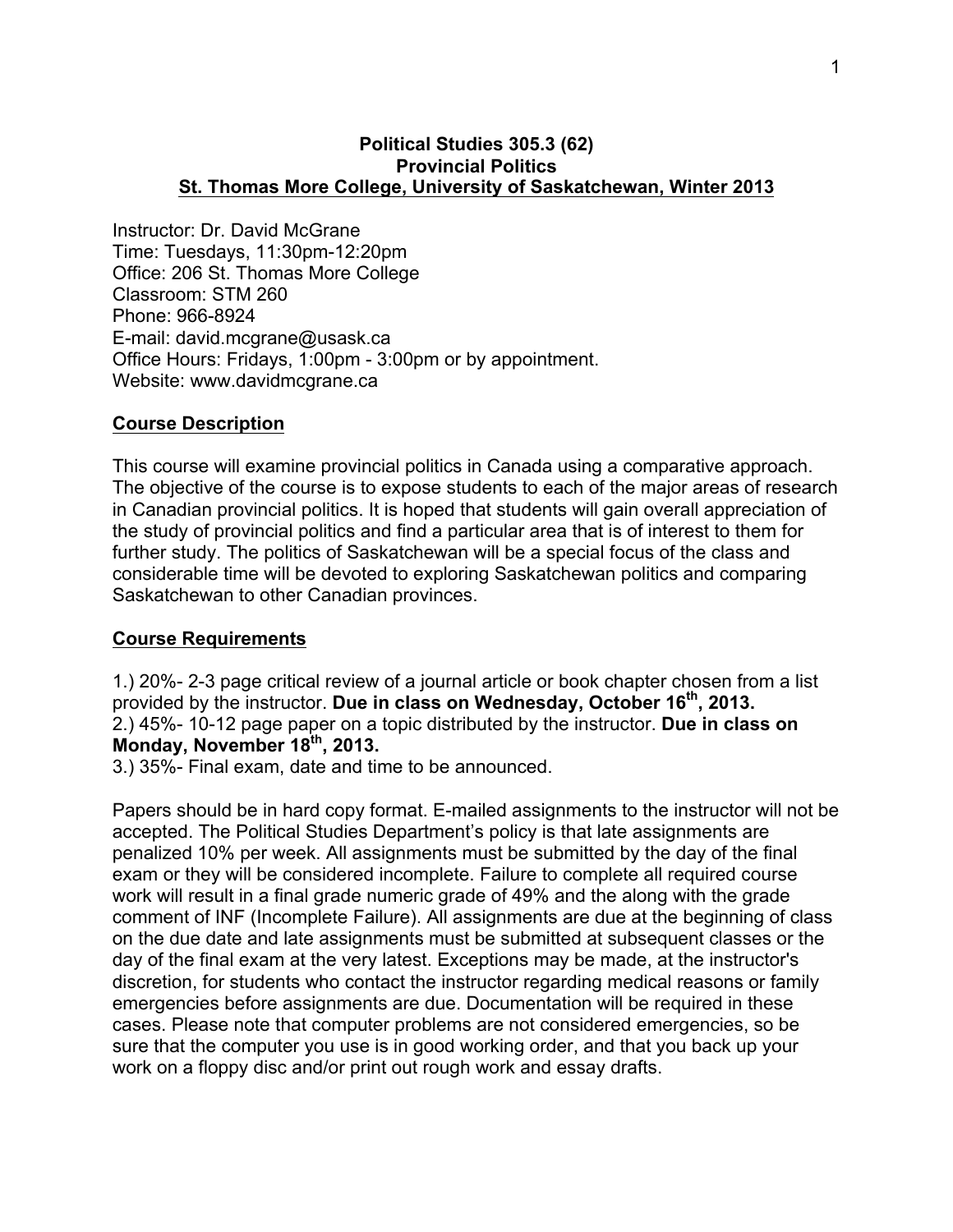**Political Studies 305.3 (62)**
**Provincial Politics**
**St. Thomas More College, University of Saskatchewan, Winter 2013**

Instructor: Dr. David McGrane
Time: Tuesdays, 11:30pm-12:20pm
Office: 206 St. Thomas More College
Classroom: STM 260
Phone: 966-8924
E-mail: david.mcgrane@usask.ca
Office Hours: Fridays, 1:00pm - 3:00pm or by appointment.
Website: www.davidmcgrane.ca

## Course Description

This course will examine provincial politics in Canada using a comparative approach. The objective of the course is to expose students to each of the major areas of research in Canadian provincial politics. It is hoped that students will gain overall appreciation of the study of provincial politics and find a particular area that is of interest to them for further study. The politics of Saskatchewan will be a special focus of the class and considerable time will be devoted to exploring Saskatchewan politics and comparing Saskatchewan to other Canadian provinces.

## Course Requirements

1.) 20%- 2-3 page critical review of a journal article or book chapter chosen from a list provided by the instructor. **Due in class on Wednesday, October 16th, 2013.**
2.) 45%- 10-12 page paper on a topic distributed by the instructor. **Due in class on Monday, November 18th, 2013.**
3.) 35%- Final exam, date and time to be announced.

Papers should be in hard copy format. E-mailed assignments to the instructor will not be accepted. The Political Studies Department's policy is that late assignments are penalized 10% per week. All assignments must be submitted by the day of the final exam or they will be considered incomplete. Failure to complete all required course work will result in a final grade numeric grade of 49% and the along with the grade comment of INF (Incomplete Failure). All assignments are due at the beginning of class on the due date and late assignments must be submitted at subsequent classes or the day of the final exam at the very latest. Exceptions may be made, at the instructor's discretion, for students who contact the instructor regarding medical reasons or family emergencies before assignments are due. Documentation will be required in these cases. Please note that computer problems are not considered emergencies, so be sure that the computer you use is in good working order, and that you back up your work on a floppy disc and/or print out rough work and essay drafts.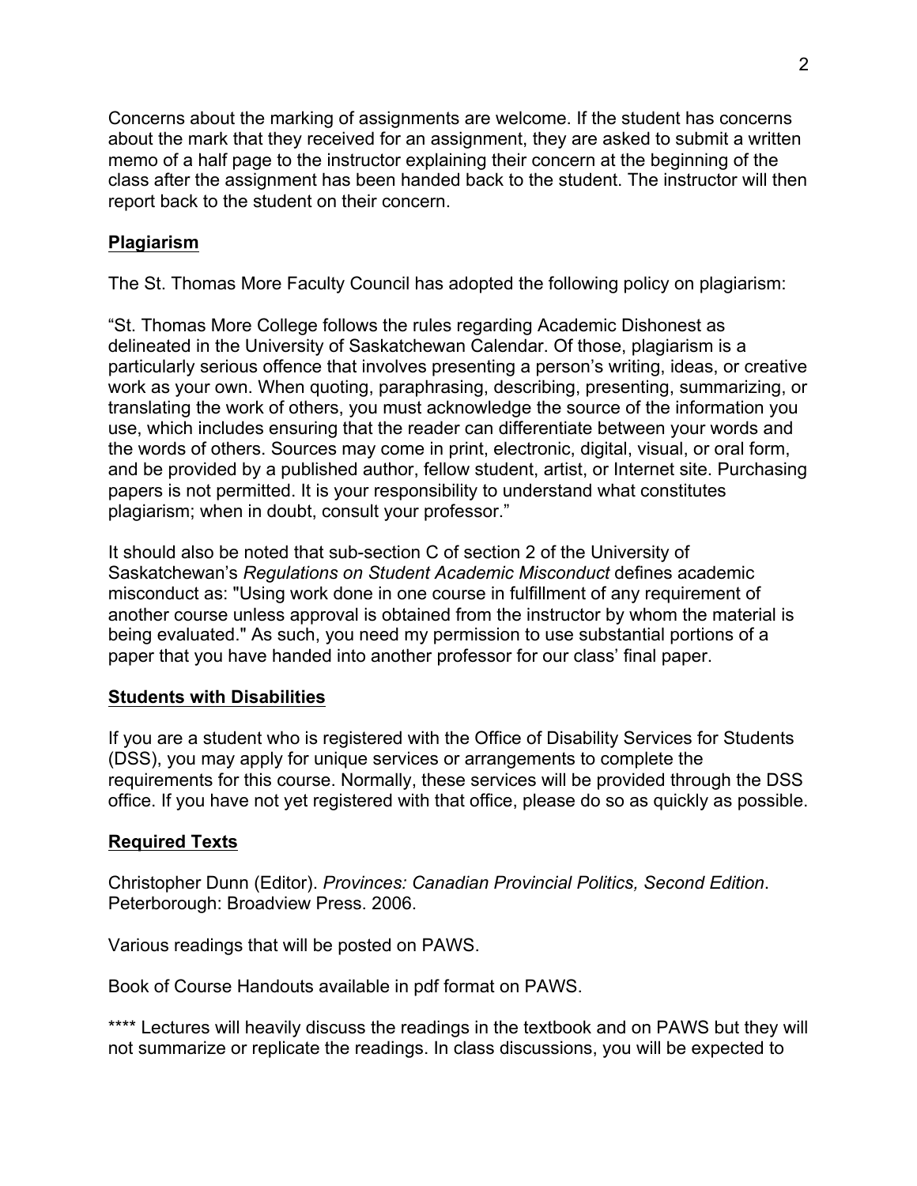Concerns about the marking of assignments are welcome. If the student has concerns about the mark that they received for an assignment, they are asked to submit a written memo of a half page to the instructor explaining their concern at the beginning of the class after the assignment has been handed back to the student. The instructor will then report back to the student on their concern.

## Plagiarism

The St. Thomas More Faculty Council has adopted the following policy on plagiarism:

"St. Thomas More College follows the rules regarding Academic Dishonest as delineated in the University of Saskatchewan Calendar. Of those, plagiarism is a particularly serious offence that involves presenting a person's writing, ideas, or creative work as your own. When quoting, paraphrasing, describing, presenting, summarizing, or translating the work of others, you must acknowledge the source of the information you use, which includes ensuring that the reader can differentiate between your words and the words of others. Sources may come in print, electronic, digital, visual, or oral form, and be provided by a published author, fellow student, artist, or Internet site. Purchasing papers is not permitted. It is your responsibility to understand what constitutes plagiarism; when in doubt, consult your professor."

It should also be noted that sub-section C of section 2 of the University of Saskatchewan's *Regulations on Student Academic Misconduct* defines academic misconduct as: "Using work done in one course in fulfillment of any requirement of another course unless approval is obtained from the instructor by whom the material is being evaluated." As such, you need my permission to use substantial portions of a paper that you have handed into another professor for our class' final paper.

## Students with Disabilities

If you are a student who is registered with the Office of Disability Services for Students (DSS), you may apply for unique services or arrangements to complete the requirements for this course. Normally, these services will be provided through the DSS office. If you have not yet registered with that office, please do so as quickly as possible.

## Required Texts

Christopher Dunn (Editor). *Provinces: Canadian Provincial Politics, Second Edition*. Peterborough: Broadview Press. 2006.

Various readings that will be posted on PAWS.

Book of Course Handouts available in pdf format on PAWS.

**** Lectures will heavily discuss the readings in the textbook and on PAWS but they will not summarize or replicate the readings. In class discussions, you will be expected to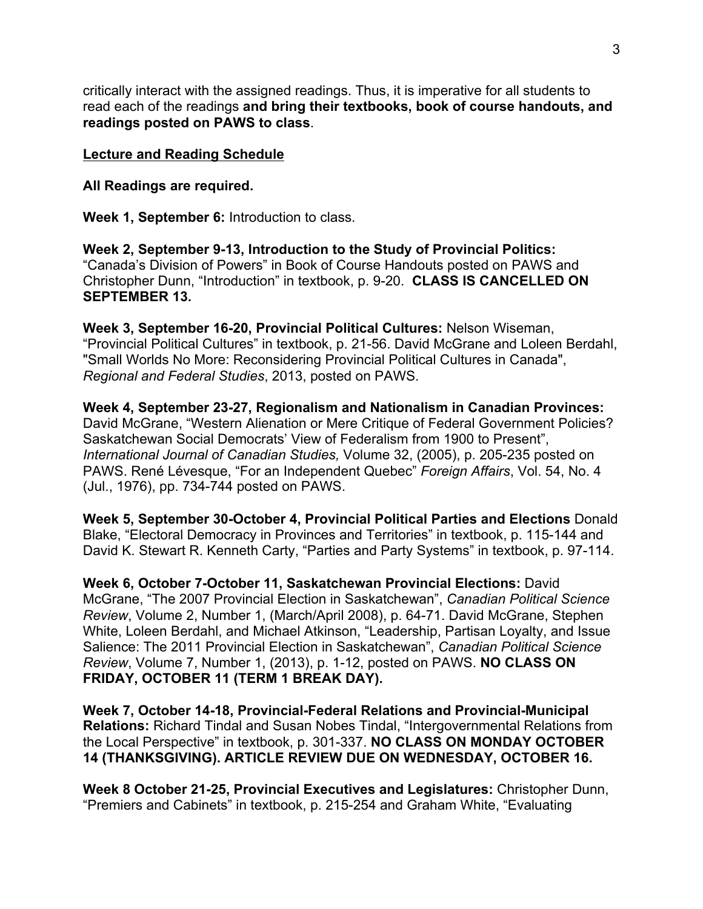critically interact with the assigned readings. Thus, it is imperative for all students to read each of the readings **and bring their textbooks, book of course handouts, and readings posted on PAWS to class**.

**Lecture and Reading Schedule**

**All Readings are required.**

**Week 1, September 6:** Introduction to class.

**Week 2, September 9-13, Introduction to the Study of Provincial Politics:** “Canada’s Division of Powers” in Book of Course Handouts posted on PAWS and Christopher Dunn, “Introduction” in textbook, p. 9-20. **CLASS IS CANCELLED ON SEPTEMBER 13.**

**Week 3, September 16-20, Provincial Political Cultures:** Nelson Wiseman, “Provincial Political Cultures” in textbook, p. 21-56. David McGrane and Loleen Berdahl, "Small Worlds No More: Reconsidering Provincial Political Cultures in Canada", *Regional and Federal Studies*, 2013, posted on PAWS.

**Week 4, September 23-27, Regionalism and Nationalism in Canadian Provinces:** David McGrane, “Western Alienation or Mere Critique of Federal Government Policies? Saskatchewan Social Democrats’ View of Federalism from 1900 to Present”, *International Journal of Canadian Studies,* Volume 32, (2005), p. 205-235 posted on PAWS. René Lévesque, “For an Independent Quebec” *Foreign Affairs*, Vol. 54, No. 4 (Jul., 1976), pp. 734-744 posted on PAWS.

**Week 5, September 30-October 4, Provincial Political Parties and Elections** Donald Blake, “Electoral Democracy in Provinces and Territories” in textbook, p. 115-144 and David K. Stewart R. Kenneth Carty, “Parties and Party Systems” in textbook, p. 97-114.

**Week 6, October 7-October 11, Saskatchewan Provincial Elections:** David McGrane, “The 2007 Provincial Election in Saskatchewan”, *Canadian Political Science Review*, Volume 2, Number 1, (March/April 2008), p. 64-71. David McGrane, Stephen White, Loleen Berdahl, and Michael Atkinson, “Leadership, Partisan Loyalty, and Issue Salience: The 2011 Provincial Election in Saskatchewan”, *Canadian Political Science Review*, Volume 7, Number 1, (2013), p. 1-12, posted on PAWS. **NO CLASS ON FRIDAY, OCTOBER 11 (TERM 1 BREAK DAY).**

**Week 7, October 14-18, Provincial-Federal Relations and Provincial-Municipal Relations:** Richard Tindal and Susan Nobes Tindal, “Intergovernmental Relations from the Local Perspective” in textbook, p. 301-337. **NO CLASS ON MONDAY OCTOBER 14 (THANKSGIVING). ARTICLE REVIEW DUE ON WEDNESDAY, OCTOBER 16.**

**Week 8 October 21-25, Provincial Executives and Legislatures:** Christopher Dunn, “Premiers and Cabinets” in textbook, p. 215-254 and Graham White, “Evaluating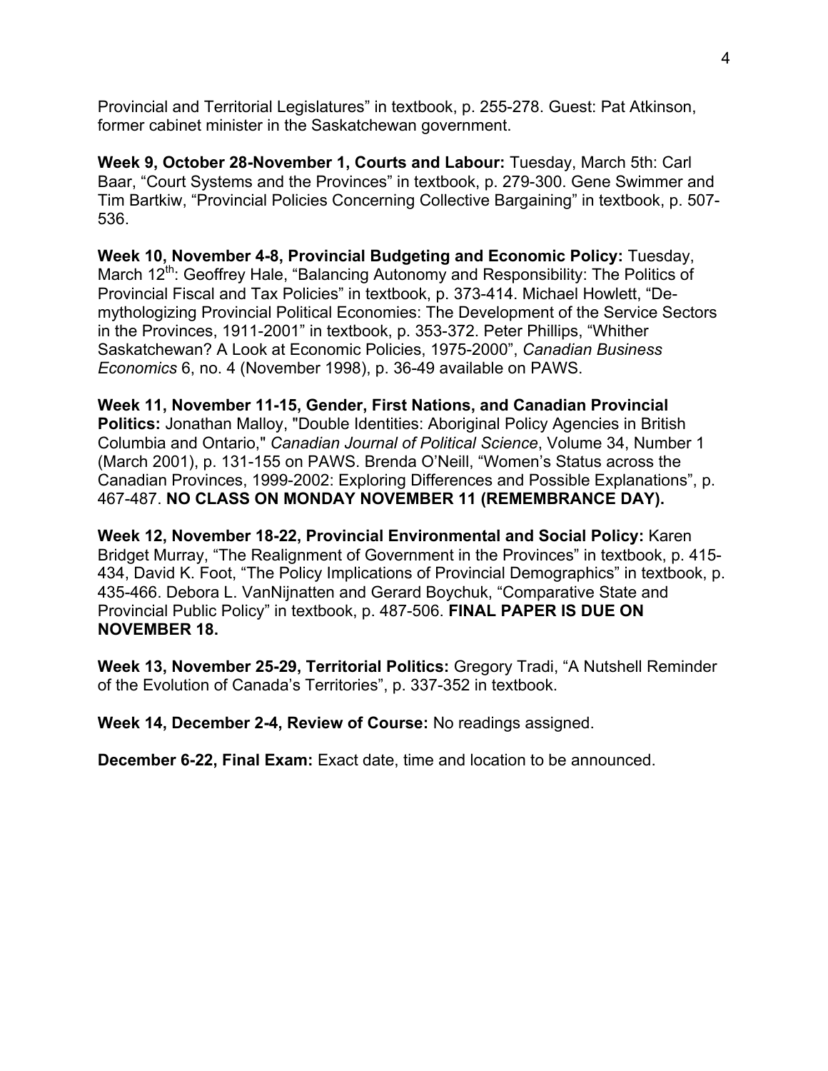Provincial and Territorial Legislatures" in textbook, p. 255-278. Guest: Pat Atkinson, former cabinet minister in the Saskatchewan government.

**Week 9, October 28-November 1, Courts and Labour:** Tuesday, March 5th: Carl Baar, "Court Systems and the Provinces" in textbook, p. 279-300. Gene Swimmer and Tim Bartkiw, "Provincial Policies Concerning Collective Bargaining" in textbook, p. 507-536.

**Week 10, November 4-8, Provincial Budgeting and Economic Policy:** Tuesday, March 12th: Geoffrey Hale, "Balancing Autonomy and Responsibility: The Politics of Provincial Fiscal and Tax Policies" in textbook, p. 373-414. Michael Howlett, "De-mythologizing Provincial Political Economies: The Development of the Service Sectors in the Provinces, 1911-2001" in textbook, p. 353-372. Peter Phillips, "Whither Saskatchewan? A Look at Economic Policies, 1975-2000", *Canadian Business Economics* 6, no. 4 (November 1998), p. 36-49 available on PAWS.

**Week 11, November 11-15, Gender, First Nations, and Canadian Provincial Politics:** Jonathan Malloy, "Double Identities: Aboriginal Policy Agencies in British Columbia and Ontario," *Canadian Journal of Political Science*, Volume 34, Number 1 (March 2001), p. 131-155 on PAWS. Brenda O'Neill, "Women's Status across the Canadian Provinces, 1999-2002: Exploring Differences and Possible Explanations", p. 467-487. **NO CLASS ON MONDAY NOVEMBER 11 (REMEMBRANCE DAY).**

**Week 12, November 18-22, Provincial Environmental and Social Policy:** Karen Bridget Murray, "The Realignment of Government in the Provinces" in textbook, p. 415-434, David K. Foot, "The Policy Implications of Provincial Demographics" in textbook, p. 435-466. Debora L. VanNijnatten and Gerard Boychuk, "Comparative State and Provincial Public Policy" in textbook, p. 487-506. **FINAL PAPER IS DUE ON NOVEMBER 18.**

**Week 13, November 25-29, Territorial Politics:** Gregory Tradi, "A Nutshell Reminder of the Evolution of Canada's Territories", p. 337-352 in textbook.

**Week 14, December 2-4, Review of Course:** No readings assigned.

**December 6-22, Final Exam:** Exact date, time and location to be announced.